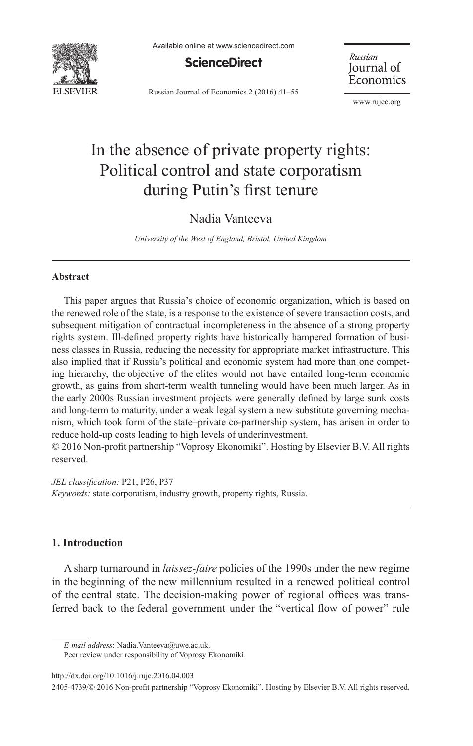# In the absence of private property rights: Political control and state corporatism during Putin's first tenure

Nadia Vanteeva

*University of the West of England, Bristol, United Kingdom*

---

**Abstract**

This paper argues that Russia's choice of economic organization, which is based on the renewed role of the state, is a response to the existence of severe transaction costs, and subsequent mitigation of contractual incompleteness in the absence of a strong property rights system. Ill-defined property rights have historically hampered formation of business classes in Russia, reducing the necessity for appropriate market infrastructure. This also implied that if Russia's political and economic system had more than one competing hierarchy, the objective of the elites would not have entailed long-term economic growth, as gains from short-term wealth tunneling would have been much larger. As in the early 2000s Russian investment projects were generally defined by large sunk costs and long-term to maturity, under a weak legal system a new substitute governing mechanism, which took form of the state–private co-partnership system, has arisen in order to reduce hold-up costs leading to high levels of underinvestment.

© 2016 Non-profit partnership "Voprosy Ekonomiki". Hosting by Elsevier B.V. All rights reserved.

*JEL classification:* P21, P26, P37

*Keywords:* state corporatism, industry growth, property rights, Russia.

---

## 1. Introduction

A sharp turnaround in *laissez-faire* policies of the 1990s under the new regime in the beginning of the new millennium resulted in a renewed political control of the central state. The decision-making power of regional offices was transferred back to the federal government under the "vertical flow of power" rule

---

*E-mail address*: Nadia.Vanteeva@uwe.ac.uk.

Peer review under responsibility of Voprosy Ekonomiki.

http://dx.doi.org/10.1016/j.ruje.2016.04.003

2405-4739/© 2016 Non-profit partnership "Voprosy Ekonomiki". Hosting by Elsevier B.V. All rights reserved.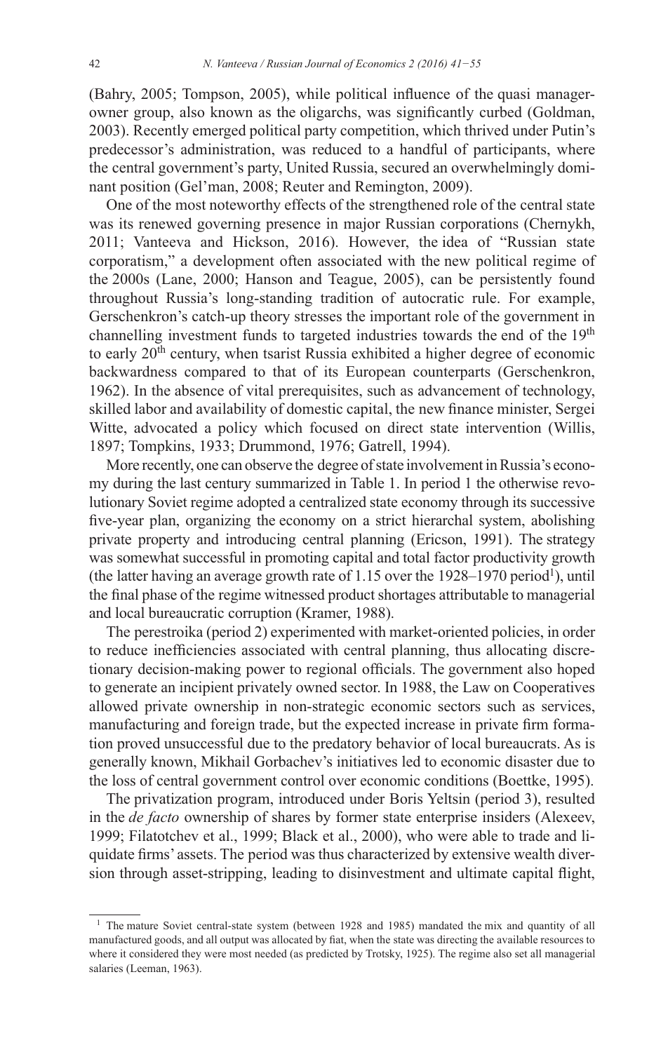(Bahry, 2005; Tompson, 2005), while political influence of the quasi manager-owner group, also known as the oligarchs, was significantly curbed (Goldman, 2003). Recently emerged political party competition, which thrived under Putin's predecessor's administration, was reduced to a handful of participants, where the central government's party, United Russia, secured an overwhelmingly dominant position (Gel'man, 2008; Reuter and Remington, 2009).

One of the most noteworthy effects of the strengthened role of the central state was its renewed governing presence in major Russian corporations (Chernykh, 2011; Vanteeva and Hickson, 2016). However, the idea of "Russian state corporatism," a development often associated with the new political regime of the 2000s (Lane, 2000; Hanson and Teague, 2005), can be persistently found throughout Russia's long-standing tradition of autocratic rule. For example, Gerschenkron's catch-up theory stresses the important role of the government in channelling investment funds to targeted industries towards the end of the 19th to early 20th century, when tsarist Russia exhibited a higher degree of economic backwardness compared to that of its European counterparts (Gerschenkron, 1962). In the absence of vital prerequisites, such as advancement of technology, skilled labor and availability of domestic capital, the new finance minister, Sergei Witte, advocated a policy which focused on direct state intervention (Willis, 1897; Tompkins, 1933; Drummond, 1976; Gatrell, 1994).

More recently, one can observe the degree of state involvement in Russia's economy during the last century summarized in Table 1. In period 1 the otherwise revolutionary Soviet regime adopted a centralized state economy through its successive five-year plan, organizing the economy on a strict hierarchal system, abolishing private property and introducing central planning (Ericson, 1991). The strategy was somewhat successful in promoting capital and total factor productivity growth (the latter having an average growth rate of 1.15 over the 1928–1970 period[1]), until the final phase of the regime witnessed product shortages attributable to managerial and local bureaucratic corruption (Kramer, 1988).

The perestroika (period 2) experimented with market-oriented policies, in order to reduce inefficiencies associated with central planning, thus allocating discretionary decision-making power to regional officials. The government also hoped to generate an incipient privately owned sector. In 1988, the Law on Cooperatives allowed private ownership in non-strategic economic sectors such as services, manufacturing and foreign trade, but the expected increase in private firm formation proved unsuccessful due to the predatory behavior of local bureaucrats. As is generally known, Mikhail Gorbachev's initiatives led to economic disaster due to the loss of central government control over economic conditions (Boettke, 1995).

The privatization program, introduced under Boris Yeltsin (period 3), resulted in the *de facto* ownership of shares by former state enterprise insiders (Alexeev, 1999; Filatotchev et al., 1999; Black et al., 2000), who were able to trade and liquidate firms' assets. The period was thus characterized by extensive wealth diversion through asset-stripping, leading to disinvestment and ultimate capital flight,

[1] The mature Soviet central-state system (between 1928 and 1985) mandated the mix and quantity of all manufactured goods, and all output was allocated by fiat, when the state was directing the available resources to where it considered they were most needed (as predicted by Trotsky, 1925). The regime also set all managerial salaries (Leeman, 1963).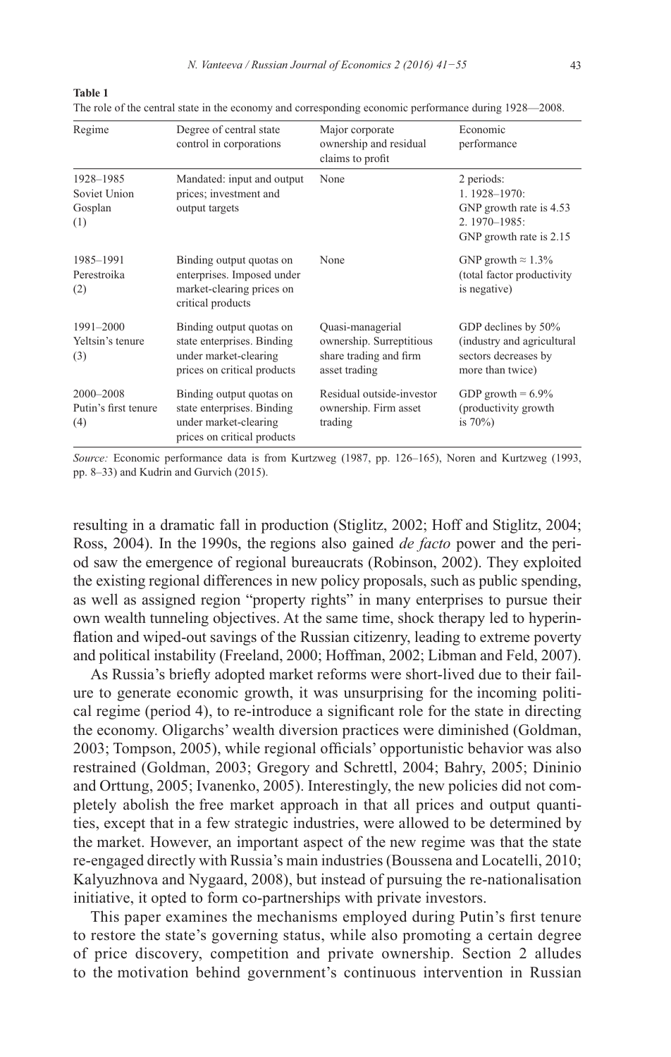**Table 1**

The role of the central state in the economy and corresponding economic performance during 1928—2008.

| Regime | Degree of central state control in corporations | Major corporate ownership and residual claims to profit | Economic performance |
|---|---|---|---|
| 1928–1985 Soviet Union Gosplan (1) | Mandated: input and output prices; investment and output targets | None | 2 periods: 1. 1928–1970: GNP growth rate is 4.53 2. 1970–1985: GNP growth rate is 2.15 |
| 1985–1991 Perestroika (2) | Binding output quotas on enterprises. Imposed under market-clearing prices on critical products | None | GNP growth ≈ 1.3% (total factor productivity is negative) |
| 1991–2000 Yeltsin's tenure (3) | Binding output quotas on state enterprises. Binding under market-clearing prices on critical products | Quasi-managerial ownership. Surreptitious share trading and firm asset trading | GDP declines by 50% (industry and agricultural sectors decreases by more than twice) |
| 2000–2008 Putin's first tenure (4) | Binding output quotas on state enterprises. Binding under market-clearing prices on critical products | Residual outside-investor ownership. Firm asset trading | GDP growth = 6.9% (productivity growth is 70%) |

*Source:* Economic performance data is from Kurtzweg (1987, pp. 126–165), Noren and Kurtzweg (1993, pp. 8–33) and Kudrin and Gurvich (2015).

resulting in a dramatic fall in production (Stiglitz, 2002; Hoff and Stiglitz, 2004; Ross, 2004). In the 1990s, the regions also gained *de facto* power and the period saw the emergence of regional bureaucrats (Robinson, 2002). They exploited the existing regional differences in new policy proposals, such as public spending, as well as assigned region "property rights" in many enterprises to pursue their own wealth tunneling objectives. At the same time, shock therapy led to hyperinflation and wiped-out savings of the Russian citizenry, leading to extreme poverty and political instability (Freeland, 2000; Hoffman, 2002; Libman and Feld, 2007).

As Russia's briefly adopted market reforms were short-lived due to their failure to generate economic growth, it was unsurprising for the incoming political regime (period 4), to re-introduce a significant role for the state in directing the economy. Oligarchs' wealth diversion practices were diminished (Goldman, 2003; Tompson, 2005), while regional officials' opportunistic behavior was also restrained (Goldman, 2003; Gregory and Schrettl, 2004; Bahry, 2005; Dininio and Orttung, 2005; Ivanenko, 2005). Interestingly, the new policies did not completely abolish the free market approach in that all prices and output quantities, except that in a few strategic industries, were allowed to be determined by the market. However, an important aspect of the new regime was that the state re-engaged directly with Russia's main industries (Boussena and Locatelli, 2010; Kalyuzhnova and Nygaard, 2008), but instead of pursuing the re-nationalisation initiative, it opted to form co-partnerships with private investors.

This paper examines the mechanisms employed during Putin's first tenure to restore the state's governing status, while also promoting a certain degree of price discovery, competition and private ownership. Section 2 alludes to the motivation behind government's continuous intervention in Russian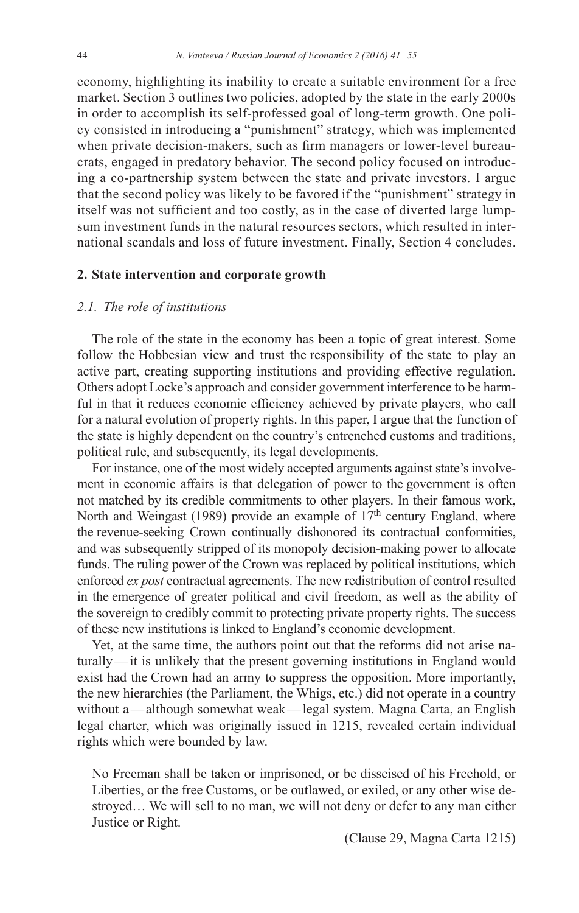economy, highlighting its inability to create a suitable environment for a free market. Section 3 outlines two policies, adopted by the state in the early 2000s in order to accomplish its self-professed goal of long-term growth. One policy consisted in introducing a "punishment" strategy, which was implemented when private decision-makers, such as firm managers or lower-level bureaucrats, engaged in predatory behavior. The second policy focused on introducing a co-partnership system between the state and private investors. I argue that the second policy was likely to be favored if the "punishment" strategy in itself was not sufficient and too costly, as in the case of diverted large lump-sum investment funds in the natural resources sectors, which resulted in international scandals and loss of future investment. Finally, Section 4 concludes.

## 2. State intervention and corporate growth

### *2.1. The role of institutions*

The role of the state in the economy has been a topic of great interest. Some follow the Hobbesian view and trust the responsibility of the state to play an active part, creating supporting institutions and providing effective regulation. Others adopt Locke's approach and consider government interference to be harmful in that it reduces economic efficiency achieved by private players, who call for a natural evolution of property rights. In this paper, I argue that the function of the state is highly dependent on the country's entrenched customs and traditions, political rule, and subsequently, its legal developments.

For instance, one of the most widely accepted arguments against state's involvement in economic affairs is that delegation of power to the government is often not matched by its credible commitments to other players. In their famous work, North and Weingast (1989) provide an example of 17th century England, where the revenue-seeking Crown continually dishonored its contractual conformities, and was subsequently stripped of its monopoly decision-making power to allocate funds. The ruling power of the Crown was replaced by political institutions, which enforced *ex post* contractual agreements. The new redistribution of control resulted in the emergence of greater political and civil freedom, as well as the ability of the sovereign to credibly commit to protecting private property rights. The success of these new institutions is linked to England's economic development.

Yet, at the same time, the authors point out that the reforms did not arise naturally — it is unlikely that the present governing institutions in England would exist had the Crown had an army to suppress the opposition. More importantly, the new hierarchies (the Parliament, the Whigs, etc.) did not operate in a country without a — although somewhat weak — legal system. Magna Carta, an English legal charter, which was originally issued in 1215, revealed certain individual rights which were bounded by law.

> No Freeman shall be taken or imprisoned, or be disseised of his Freehold, or Liberties, or the free Customs, or be outlawed, or exiled, or any other wise destroyed… We will sell to no man, we will not deny or defer to any man either Justice or Right.
>
> (Clause 29, Magna Carta 1215)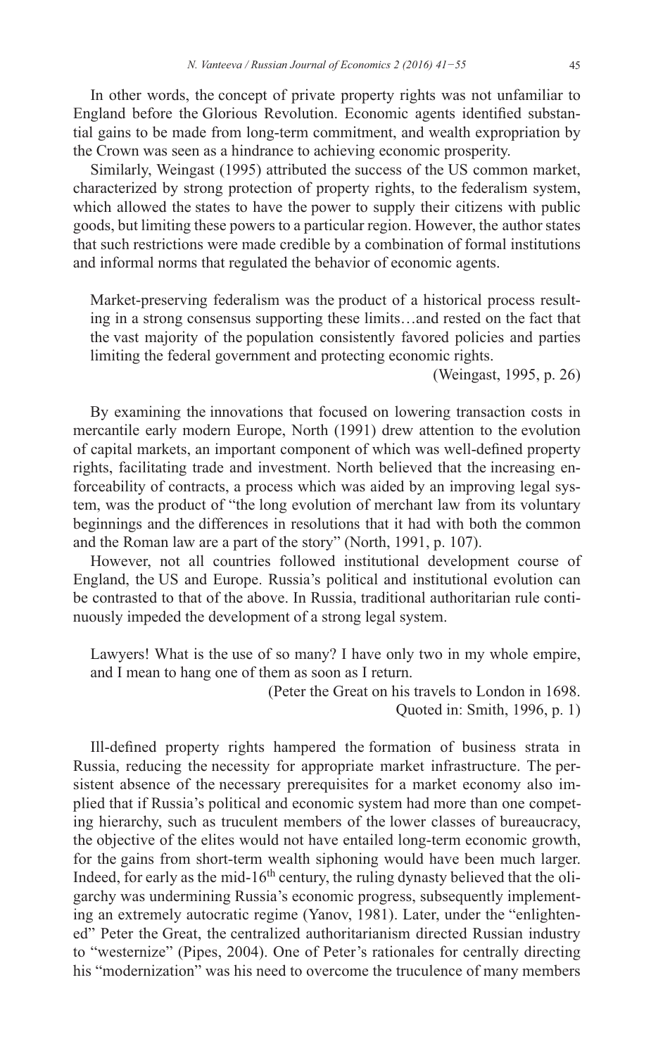In other words, the concept of private property rights was not unfamiliar to England before the Glorious Revolution. Economic agents identified substantial gains to be made from long-term commitment, and wealth expropriation by the Crown was seen as a hindrance to achieving economic prosperity.

Similarly, Weingast (1995) attributed the success of the US common market, characterized by strong protection of property rights, to the federalism system, which allowed the states to have the power to supply their citizens with public goods, but limiting these powers to a particular region. However, the author states that such restrictions were made credible by a combination of formal institutions and informal norms that regulated the behavior of economic agents.

> Market-preserving federalism was the product of a historical process resulting in a strong consensus supporting these limits…and rested on the fact that the vast majority of the population consistently favored policies and parties limiting the federal government and protecting economic rights.
>
> (Weingast, 1995, p. 26)

By examining the innovations that focused on lowering transaction costs in mercantile early modern Europe, North (1991) drew attention to the evolution of capital markets, an important component of which was well-defined property rights, facilitating trade and investment. North believed that the increasing enforceability of contracts, a process which was aided by an improving legal system, was the product of "the long evolution of merchant law from its voluntary beginnings and the differences in resolutions that it had with both the common and the Roman law are a part of the story" (North, 1991, p. 107).

However, not all countries followed institutional development course of England, the US and Europe. Russia's political and institutional evolution can be contrasted to that of the above. In Russia, traditional authoritarian rule continuously impeded the development of a strong legal system.

> Lawyers! What is the use of so many? I have only two in my whole empire, and I mean to hang one of them as soon as I return.
>
> (Peter the Great on his travels to London in 1698. Quoted in: Smith, 1996, p. 1)

Ill-defined property rights hampered the formation of business strata in Russia, reducing the necessity for appropriate market infrastructure. The persistent absence of the necessary prerequisites for a market economy also implied that if Russia's political and economic system had more than one competing hierarchy, such as truculent members of the lower classes of bureaucracy, the objective of the elites would not have entailed long-term economic growth, for the gains from short-term wealth siphoning would have been much larger. Indeed, for early as the mid-16th century, the ruling dynasty believed that the oligarchy was undermining Russia's economic progress, subsequently implementing an extremely autocratic regime (Yanov, 1981). Later, under the "enlightened" Peter the Great, the centralized authoritarianism directed Russian industry to "westernize" (Pipes, 2004). One of Peter's rationales for centrally directing his "modernization" was his need to overcome the truculence of many members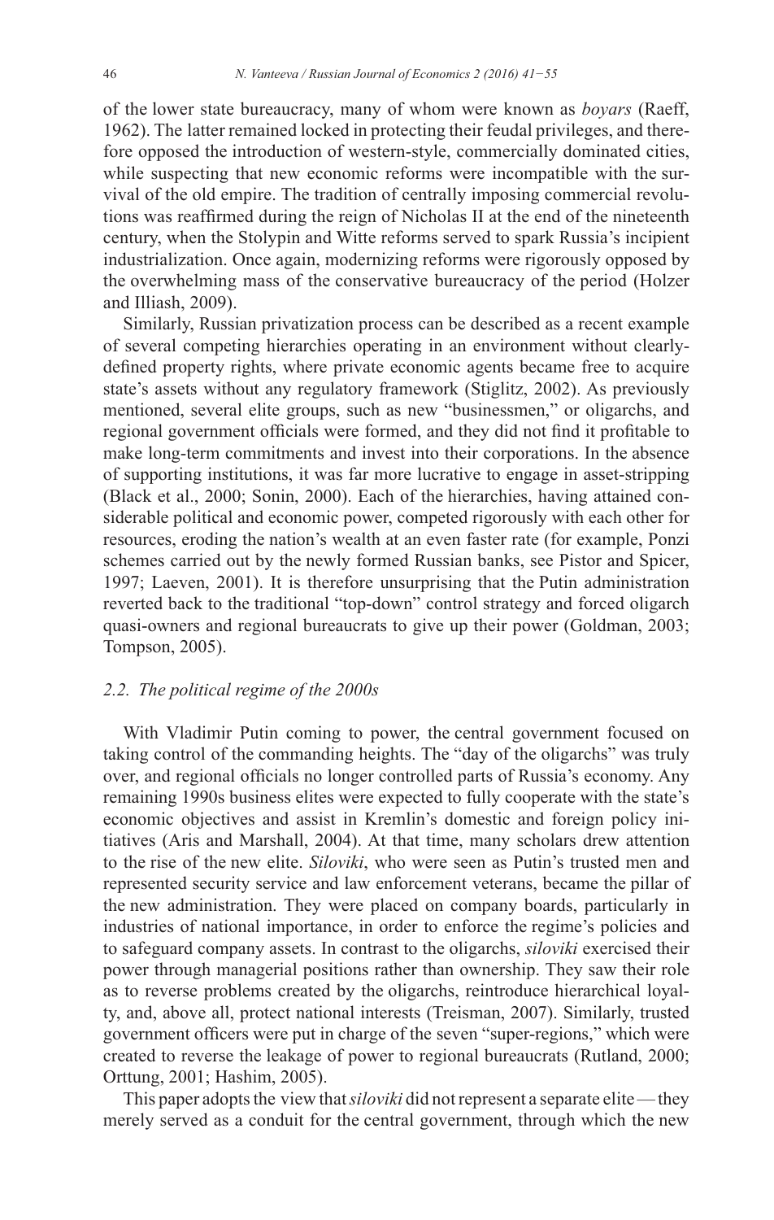of the lower state bureaucracy, many of whom were known as *boyars* (Raeff, 1962). The latter remained locked in protecting their feudal privileges, and therefore opposed the introduction of western-style, commercially dominated cities, while suspecting that new economic reforms were incompatible with the survival of the old empire. The tradition of centrally imposing commercial revolutions was reaffirmed during the reign of Nicholas II at the end of the nineteenth century, when the Stolypin and Witte reforms served to spark Russia's incipient industrialization. Once again, modernizing reforms were rigorously opposed by the overwhelming mass of the conservative bureaucracy of the period (Holzer and Illiash, 2009).

Similarly, Russian privatization process can be described as a recent example of several competing hierarchies operating in an environment without clearly-defined property rights, where private economic agents became free to acquire state's assets without any regulatory framework (Stiglitz, 2002). As previously mentioned, several elite groups, such as new "businessmen," or oligarchs, and regional government officials were formed, and they did not find it profitable to make long-term commitments and invest into their corporations. In the absence of supporting institutions, it was far more lucrative to engage in asset-stripping (Black et al., 2000; Sonin, 2000). Each of the hierarchies, having attained considerable political and economic power, competed rigorously with each other for resources, eroding the nation's wealth at an even faster rate (for example, Ponzi schemes carried out by the newly formed Russian banks, see Pistor and Spicer, 1997; Laeven, 2001). It is therefore unsurprising that the Putin administration reverted back to the traditional "top-down" control strategy and forced oligarch quasi-owners and regional bureaucrats to give up their power (Goldman, 2003; Tompson, 2005).

### *2.2. The political regime of the 2000s*

With Vladimir Putin coming to power, the central government focused on taking control of the commanding heights. The "day of the oligarchs" was truly over, and regional officials no longer controlled parts of Russia's economy. Any remaining 1990s business elites were expected to fully cooperate with the state's economic objectives and assist in Kremlin's domestic and foreign policy initiatives (Aris and Marshall, 2004). At that time, many scholars drew attention to the rise of the new elite. *Siloviki*, who were seen as Putin's trusted men and represented security service and law enforcement veterans, became the pillar of the new administration. They were placed on company boards, particularly in industries of national importance, in order to enforce the regime's policies and to safeguard company assets. In contrast to the oligarchs, *siloviki* exercised their power through managerial positions rather than ownership. They saw their role as to reverse problems created by the oligarchs, reintroduce hierarchical loyalty, and, above all, protect national interests (Treisman, 2007). Similarly, trusted government officers were put in charge of the seven "super-regions," which were created to reverse the leakage of power to regional bureaucrats (Rutland, 2000; Orttung, 2001; Hashim, 2005).

This paper adopts the view that *siloviki* did not represent a separate elite — they merely served as a conduit for the central government, through which the new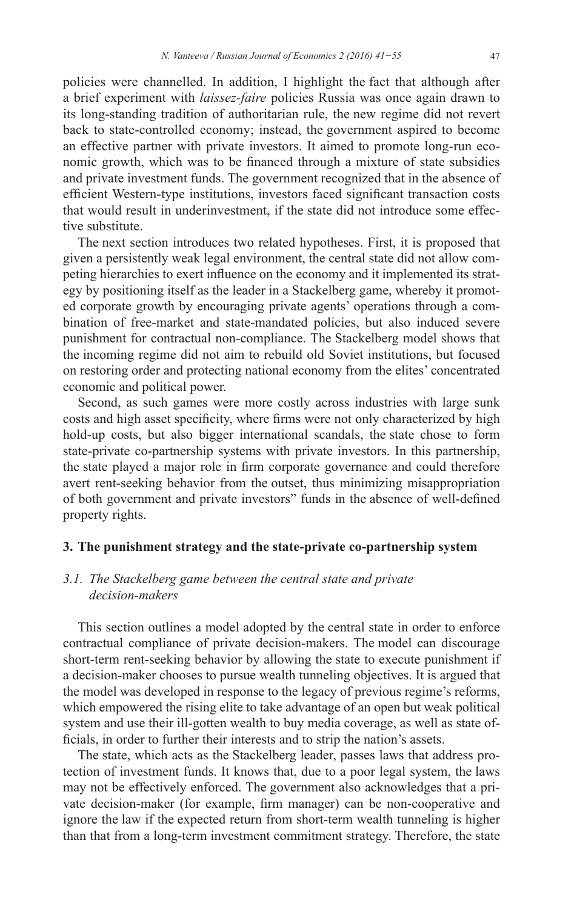policies were channelled. In addition, I highlight the fact that although after a brief experiment with *laissez-faire* policies Russia was once again drawn to its long-standing tradition of authoritarian rule, the new regime did not revert back to state-controlled economy; instead, the government aspired to become an effective partner with private investors. It aimed to promote long-run economic growth, which was to be financed through a mixture of state subsidies and private investment funds. The government recognized that in the absence of efficient Western-type institutions, investors faced significant transaction costs that would result in underinvestment, if the state did not introduce some effective substitute.

The next section introduces two related hypotheses. First, it is proposed that given a persistently weak legal environment, the central state did not allow competing hierarchies to exert influence on the economy and it implemented its strategy by positioning itself as the leader in a Stackelberg game, whereby it promoted corporate growth by encouraging private agents' operations through a combination of free-market and state-mandated policies, but also induced severe punishment for contractual non-compliance. The Stackelberg model shows that the incoming regime did not aim to rebuild old Soviet institutions, but focused on restoring order and protecting national economy from the elites' concentrated economic and political power.

Second, as such games were more costly across industries with large sunk costs and high asset specificity, where firms were not only characterized by high hold-up costs, but also bigger international scandals, the state chose to form state-private co-partnership systems with private investors. In this partnership, the state played a major role in firm corporate governance and could therefore avert rent-seeking behavior from the outset, thus minimizing misappropriation of both government and private investors" funds in the absence of well-defined property rights.

## 3. The punishment strategy and the state-private co-partnership system

### 3.1. The Stackelberg game between the central state and private decision-makers

This section outlines a model adopted by the central state in order to enforce contractual compliance of private decision-makers. The model can discourage short-term rent-seeking behavior by allowing the state to execute punishment if a decision-maker chooses to pursue wealth tunneling objectives. It is argued that the model was developed in response to the legacy of previous regime's reforms, which empowered the rising elite to take advantage of an open but weak political system and use their ill-gotten wealth to buy media coverage, as well as state officials, in order to further their interests and to strip the nation's assets.

The state, which acts as the Stackelberg leader, passes laws that address protection of investment funds. It knows that, due to a poor legal system, the laws may not be effectively enforced. The government also acknowledges that a private decision-maker (for example, firm manager) can be non-cooperative and ignore the law if the expected return from short-term wealth tunneling is higher than that from a long-term investment commitment strategy. Therefore, the state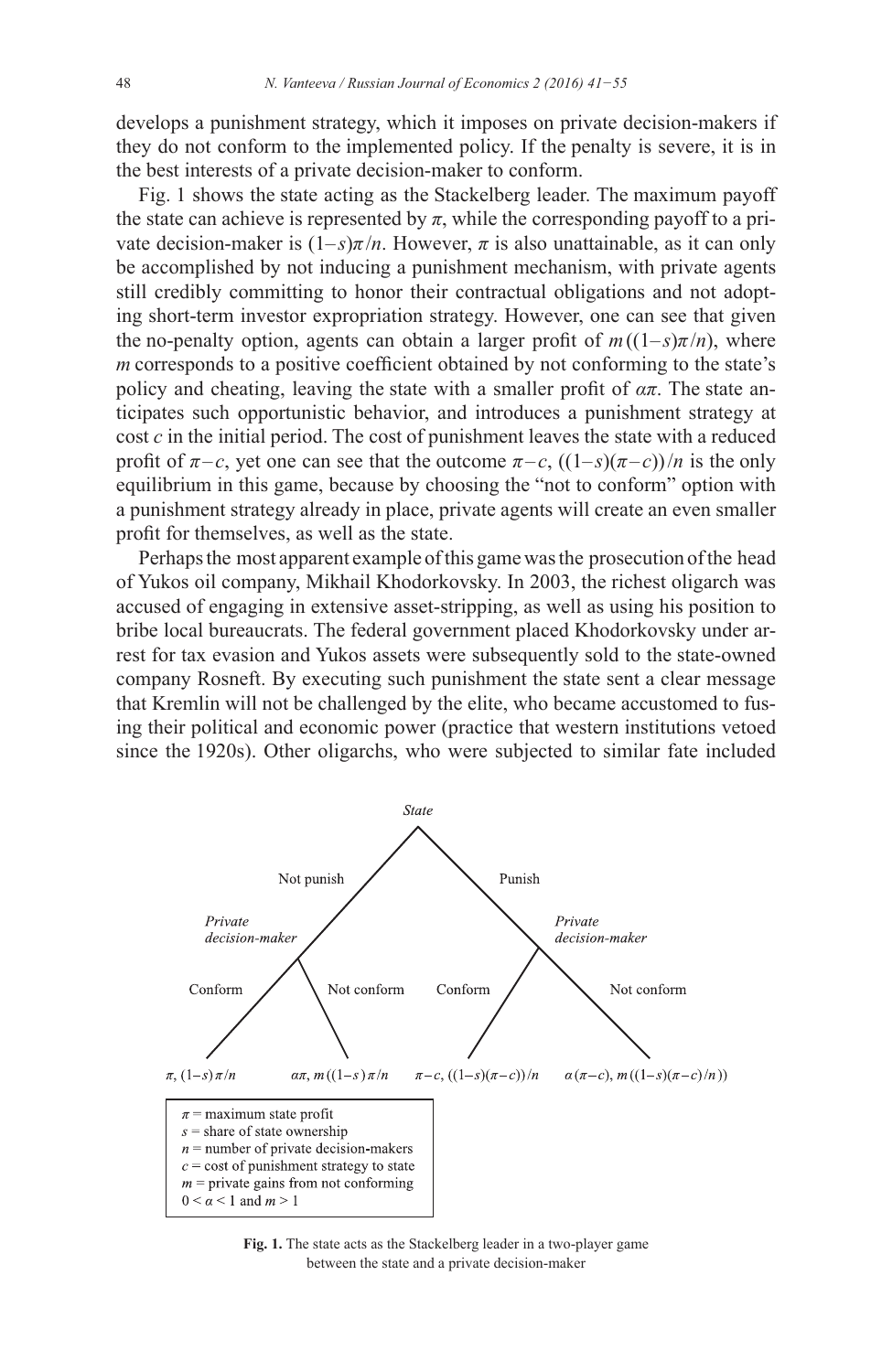develops a punishment strategy, which it imposes on private decision-makers if they do not conform to the implemented policy. If the penalty is severe, it is in the best interests of a private decision-maker to conform.

Fig. 1 shows the state acting as the Stackelberg leader. The maximum payoff the state can achieve is represented by $\pi$, while the corresponding payoff to a private decision-maker is $(1-s)\pi/n$. However, $\pi$ is also unattainable, as it can only be accomplished by not inducing a punishment mechanism, with private agents still credibly committing to honor their contractual obligations and not adopting short-term investor expropriation strategy. However, one can see that given the no-penalty option, agents can obtain a larger profit of $m((1-s)\pi/n)$, where $m$ corresponds to a positive coefficient obtained by not conforming to the state's policy and cheating, leaving the state with a smaller profit of $\alpha\pi$. The state anticipates such opportunistic behavior, and introduces a punishment strategy at cost $c$ in the initial period. The cost of punishment leaves the state with a reduced profit of $\pi - c$, yet one can see that the outcome $\pi - c$, $((1-s)(\pi - c))/n$ is the only equilibrium in this game, because by choosing the "not to conform" option with a punishment strategy already in place, private agents will create an even smaller profit for themselves, as well as the state.

Perhaps the most apparent example of this game was the prosecution of the head of Yukos oil company, Mikhail Khodorkovsky. In 2003, the richest oligarch was accused of engaging in extensive asset-stripping, as well as using his position to bribe local bureaucrats. The federal government placed Khodorkovsky under arrest for tax evasion and Yukos assets were subsequently sold to the state-owned company Rosneft. By executing such punishment the state sent a clear message that Kremlin will not be challenged by the elite, who became accustomed to fusing their political and economic power (practice that western institutions vetoed since the 1920s). Other oligarchs, who were subjected to similar fate included

*State*

- **Not punish** → *Private decision-maker*
  - Conform: $\pi, (1-s)\pi/n$
  - Not conform: $\alpha\pi, m((1-s)\pi/n$
- **Punish** → *Private decision-maker*
  - Conform: $\pi - c, ((1-s)(\pi - c))/n$
  - Not conform: $\alpha(\pi - c), m((1-s)(\pi - c)/n))$

$\pi$ = maximum state profit
$s$ = share of state ownership
$n$ = number of private decision-makers
$c$ = cost of punishment strategy to state
$m$ = private gains from not conforming
$0 < \alpha < 1$ and $m > 1$

**Fig. 1.** The state acts as the Stackelberg leader in a two-player game between the state and a private decision-maker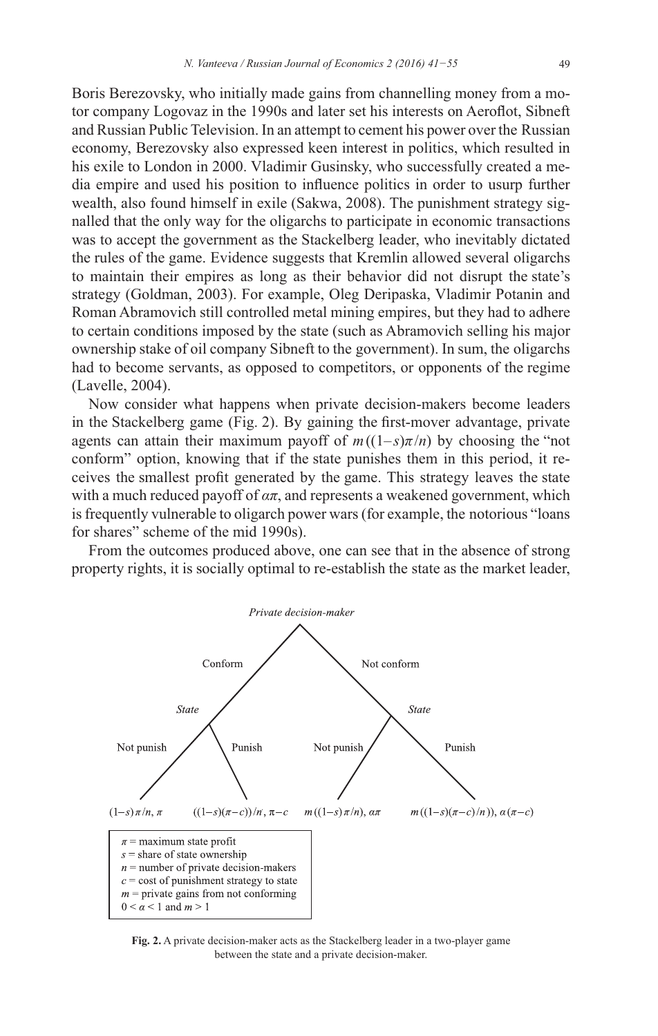Boris Berezovsky, who initially made gains from channelling money from a motor company Logovaz in the 1990s and later set his interests on Aeroflot, Sibneft and Russian Public Television. In an attempt to cement his power over the Russian economy, Berezovsky also expressed keen interest in politics, which resulted in his exile to London in 2000. Vladimir Gusinsky, who successfully created a media empire and used his position to influence politics in order to usurp further wealth, also found himself in exile (Sakwa, 2008). The punishment strategy signalled that the only way for the oligarchs to participate in economic transactions was to accept the government as the Stackelberg leader, who inevitably dictated the rules of the game. Evidence suggests that Kremlin allowed several oligarchs to maintain their empires as long as their behavior did not disrupt the state's strategy (Goldman, 2003). For example, Oleg Deripaska, Vladimir Potanin and Roman Abramovich still controlled metal mining empires, but they had to adhere to certain conditions imposed by the state (such as Abramovich selling his major ownership stake of oil company Sibneft to the government). In sum, the oligarchs had to become servants, as opposed to competitors, or opponents of the regime (Lavelle, 2004).

Now consider what happens when private decision-makers become leaders in the Stackelberg game (Fig. 2). By gaining the first-mover advantage, private agents can attain their maximum payoff of $m((1-s)\pi/n)$ by choosing the "not conform" option, knowing that if the state punishes them in this period, it receives the smallest profit generated by the game. This strategy leaves the state with a much reduced payoff of $\alpha\pi$, and represents a weakened government, which is frequently vulnerable to oligarch power wars (for example, the notorious "loans for shares" scheme of the mid 1990s).

From the outcomes produced above, one can see that in the absence of strong property rights, it is socially optimal to re-establish the state as the market leader,

*Private decision-maker*

- Conform → *State*
  - Not punish: $(1-s)\pi/n,\ \pi$
  - Punish: $((1-s)(\pi-c))/n,\ \pi-c$
- Not conform → *State*
  - Not punish: $m((1-s)\pi/n),\ \alpha\pi$
  - Punish: $m((1-s)(\pi-c)/n)),\ \alpha(\pi-c)$

$\pi$ = maximum state profit
$s$ = share of state ownership
$n$ = number of private decision-makers
$c$ = cost of punishment strategy to state
$m$ = private gains from not conforming
$0 < \alpha < 1$ and $m > 1$

**Fig. 2.** A private decision-maker acts as the Stackelberg leader in a two-player game between the state and a private decision-maker.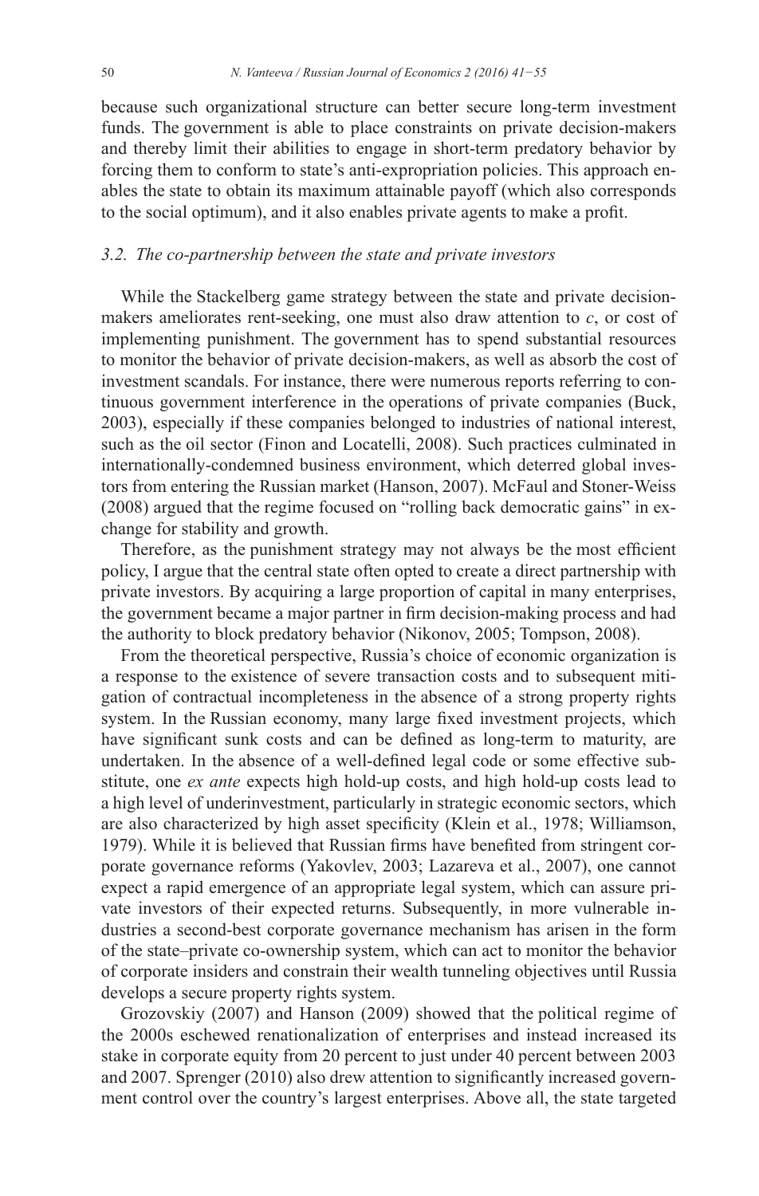because such organizational structure can better secure long-term investment funds. The government is able to place constraints on private decision-makers and thereby limit their abilities to engage in short-term predatory behavior by forcing them to conform to state's anti-expropriation policies. This approach enables the state to obtain its maximum attainable payoff (which also corresponds to the social optimum), and it also enables private agents to make a profit.

### *3.2. The co-partnership between the state and private investors*

While the Stackelberg game strategy between the state and private decision-makers ameliorates rent-seeking, one must also draw attention to $c$, or cost of implementing punishment. The government has to spend substantial resources to monitor the behavior of private decision-makers, as well as absorb the cost of investment scandals. For instance, there were numerous reports referring to continuous government interference in the operations of private companies (Buck, 2003), especially if these companies belonged to industries of national interest, such as the oil sector (Finon and Locatelli, 2008). Such practices culminated in internationally-condemned business environment, which deterred global investors from entering the Russian market (Hanson, 2007). McFaul and Stoner-Weiss (2008) argued that the regime focused on "rolling back democratic gains" in exchange for stability and growth.

Therefore, as the punishment strategy may not always be the most efficient policy, I argue that the central state often opted to create a direct partnership with private investors. By acquiring a large proportion of capital in many enterprises, the government became a major partner in firm decision-making process and had the authority to block predatory behavior (Nikonov, 2005; Tompson, 2008).

From the theoretical perspective, Russia's choice of economic organization is a response to the existence of severe transaction costs and to subsequent mitigation of contractual incompleteness in the absence of a strong property rights system. In the Russian economy, many large fixed investment projects, which have significant sunk costs and can be defined as long-term to maturity, are undertaken. In the absence of a well-defined legal code or some effective substitute, one *ex ante* expects high hold-up costs, and high hold-up costs lead to a high level of underinvestment, particularly in strategic economic sectors, which are also characterized by high asset specificity (Klein et al., 1978; Williamson, 1979). While it is believed that Russian firms have benefited from stringent corporate governance reforms (Yakovlev, 2003; Lazareva et al., 2007), one cannot expect a rapid emergence of an appropriate legal system, which can assure private investors of their expected returns. Subsequently, in more vulnerable industries a second-best corporate governance mechanism has arisen in the form of the state–private co-ownership system, which can act to monitor the behavior of corporate insiders and constrain their wealth tunneling objectives until Russia develops a secure property rights system.

Grozovskiy (2007) and Hanson (2009) showed that the political regime of the 2000s eschewed renationalization of enterprises and instead increased its stake in corporate equity from 20 percent to just under 40 percent between 2003 and 2007. Sprenger (2010) also drew attention to significantly increased government control over the country's largest enterprises. Above all, the state targeted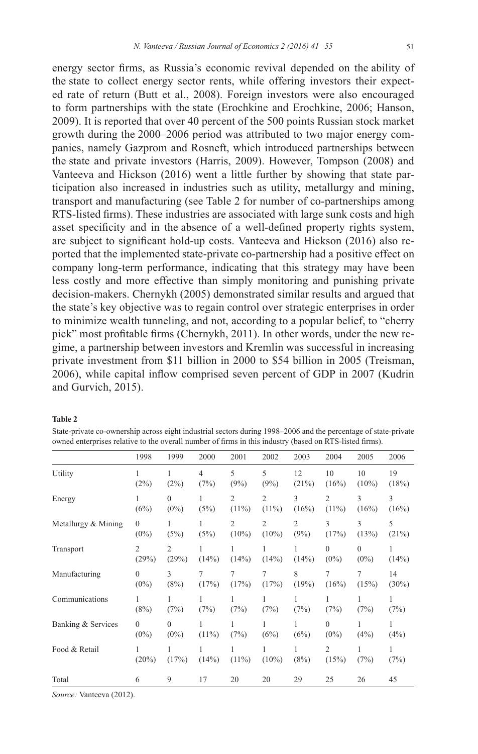energy sector firms, as Russia's economic revival depended on the ability of the state to collect energy sector rents, while offering investors their expected rate of return (Butt et al., 2008). Foreign investors were also encouraged to form partnerships with the state (Erochkine and Erochkine, 2006; Hanson, 2009). It is reported that over 40 percent of the 500 points Russian stock market growth during the 2000–2006 period was attributed to two major energy companies, namely Gazprom and Rosneft, which introduced partnerships between the state and private investors (Harris, 2009). However, Tompson (2008) and Vanteeva and Hickson (2016) went a little further by showing that state participation also increased in industries such as utility, metallurgy and mining, transport and manufacturing (see Table 2 for number of co-partnerships among RTS-listed firms). These industries are associated with large sunk costs and high asset specificity and in the absence of a well-defined property rights system, are subject to significant hold-up costs. Vanteeva and Hickson (2016) also reported that the implemented state-private co-partnership had a positive effect on company long-term performance, indicating that this strategy may have been less costly and more effective than simply monitoring and punishing private decision-makers. Chernykh (2005) demonstrated similar results and argued that the state's key objective was to regain control over strategic enterprises in order to minimize wealth tunneling, and not, according to a popular belief, to "cherry pick" most profitable firms (Chernykh, 2011). In other words, under the new regime, a partnership between investors and Kremlin was successful in increasing private investment from $11 billion in 2000 to $54 billion in 2005 (Treisman, 2006), while capital inflow comprised seven percent of GDP in 2007 (Kudrin and Gurvich, 2015).

**Table 2**

State-private co-ownership across eight industrial sectors during 1998–2006 and the percentage of state-private owned enterprises relative to the overall number of firms in this industry (based on RTS-listed firms).

| | 1998 | 1999 | 2000 | 2001 | 2002 | 2003 | 2004 | 2005 | 2006 |
|---|---|---|---|---|---|---|---|---|---|
| Utility | 1 (2%) | 1 (2%) | 4 (7%) | 5 (9%) | 5 (9%) | 12 (21%) | 10 (16%) | 10 (10%) | 19 (18%) |
| Energy | 1 (6%) | 0 (0%) | 1 (5%) | 2 (11%) | 2 (11%) | 3 (16%) | 2 (11%) | 3 (16%) | 3 (16%) |
| Metallurgy & Mining | 0 (0%) | 1 (5%) | 1 (5%) | 2 (10%) | 2 (10%) | 2 (9%) | 3 (17%) | 3 (13%) | 5 (21%) |
| Transport | 2 (29%) | 2 (29%) | 1 (14%) | 1 (14%) | 1 (14%) | 1 (14%) | 0 (0%) | 0 (0%) | 1 (14%) |
| Manufacturing | 0 (0%) | 3 (8%) | 7 (17%) | 7 (17%) | 7 (17%) | 8 (19%) | 7 (16%) | 7 (15%) | 14 (30%) |
| Communications | 1 (8%) | 1 (7%) | 1 (7%) | 1 (7%) | 1 (7%) | 1 (7%) | 1 (7%) | 1 (7%) | 1 (7%) |
| Banking & Services | 0 (0%) | 0 (0%) | 1 (11%) | 1 (7%) | 1 (6%) | 1 (6%) | 0 (0%) | 1 (4%) | 1 (4%) |
| Food & Retail | 1 (20%) | 1 (17%) | 1 (14%) | 1 (11%) | 1 (10%) | 1 (8%) | 2 (15%) | 1 (7%) | 1 (7%) |
| Total | 6 | 9 | 17 | 20 | 20 | 29 | 25 | 26 | 45 |

*Source:* Vanteeva (2012).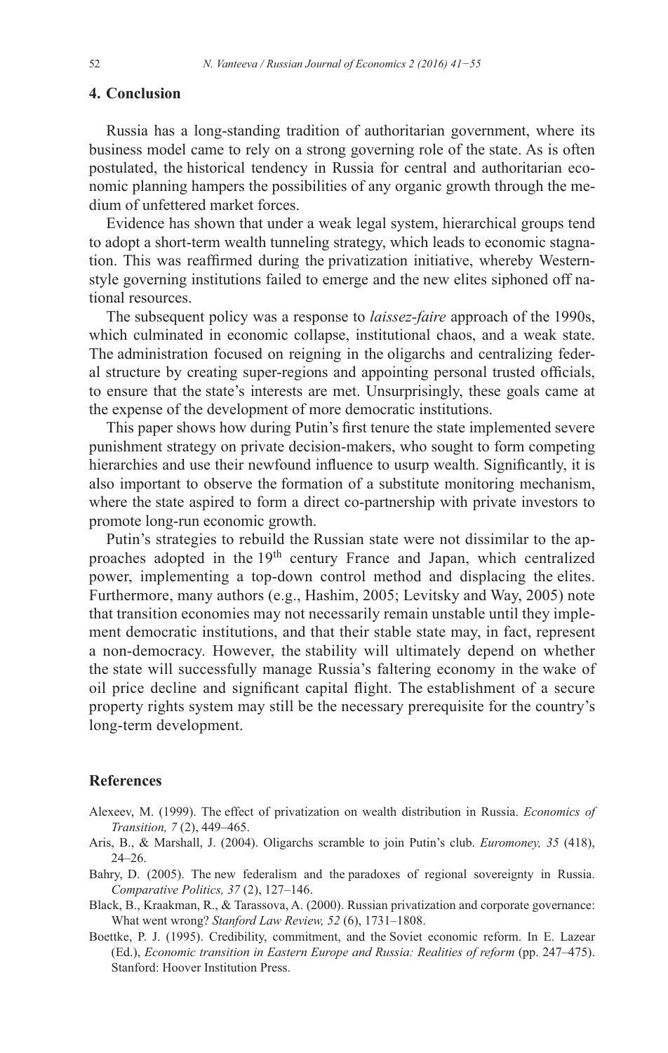## 4. Conclusion

Russia has a long-standing tradition of authoritarian government, where its business model came to rely on a strong governing role of the state. As is often postulated, the historical tendency in Russia for central and authoritarian economic planning hampers the possibilities of any organic growth through the medium of unfettered market forces.

Evidence has shown that under a weak legal system, hierarchical groups tend to adopt a short-term wealth tunneling strategy, which leads to economic stagnation. This was reaffirmed during the privatization initiative, whereby Western-style governing institutions failed to emerge and the new elites siphoned off national resources.

The subsequent policy was a response to *laissez-faire* approach of the 1990s, which culminated in economic collapse, institutional chaos, and a weak state. The administration focused on reigning in the oligarchs and centralizing federal structure by creating super-regions and appointing personal trusted officials, to ensure that the state's interests are met. Unsurprisingly, these goals came at the expense of the development of more democratic institutions.

This paper shows how during Putin's first tenure the state implemented severe punishment strategy on private decision-makers, who sought to form competing hierarchies and use their newfound influence to usurp wealth. Significantly, it is also important to observe the formation of a substitute monitoring mechanism, where the state aspired to form a direct co-partnership with private investors to promote long-run economic growth.

Putin's strategies to rebuild the Russian state were not dissimilar to the approaches adopted in the 19th century France and Japan, which centralized power, implementing a top-down control method and displacing the elites. Furthermore, many authors (e.g., Hashim, 2005; Levitsky and Way, 2005) note that transition economies may not necessarily remain unstable until they implement democratic institutions, and that their stable state may, in fact, represent a non-democracy. However, the stability will ultimately depend on whether the state will successfully manage Russia's faltering economy in the wake of oil price decline and significant capital flight. The establishment of a secure property rights system may still be the necessary prerequisite for the country's long-term development.

## References

Alexeev, M. (1999). The effect of privatization on wealth distribution in Russia. *Economics of Transition, 7* (2), 449–465.

Aris, B., & Marshall, J. (2004). Oligarchs scramble to join Putin's club. *Euromoney, 35* (418), 24–26.

Bahry, D. (2005). The new federalism and the paradoxes of regional sovereignty in Russia. *Comparative Politics, 37* (2), 127–146.

Black, B., Kraakman, R., & Tarassova, A. (2000). Russian privatization and corporate governance: What went wrong? *Stanford Law Review, 52* (6), 1731–1808.

Boettke, P. J. (1995). Credibility, commitment, and the Soviet economic reform. In E. Lazear (Ed.), *Economic transition in Eastern Europe and Russia: Realities of reform* (pp. 247–475). Stanford: Hoover Institution Press.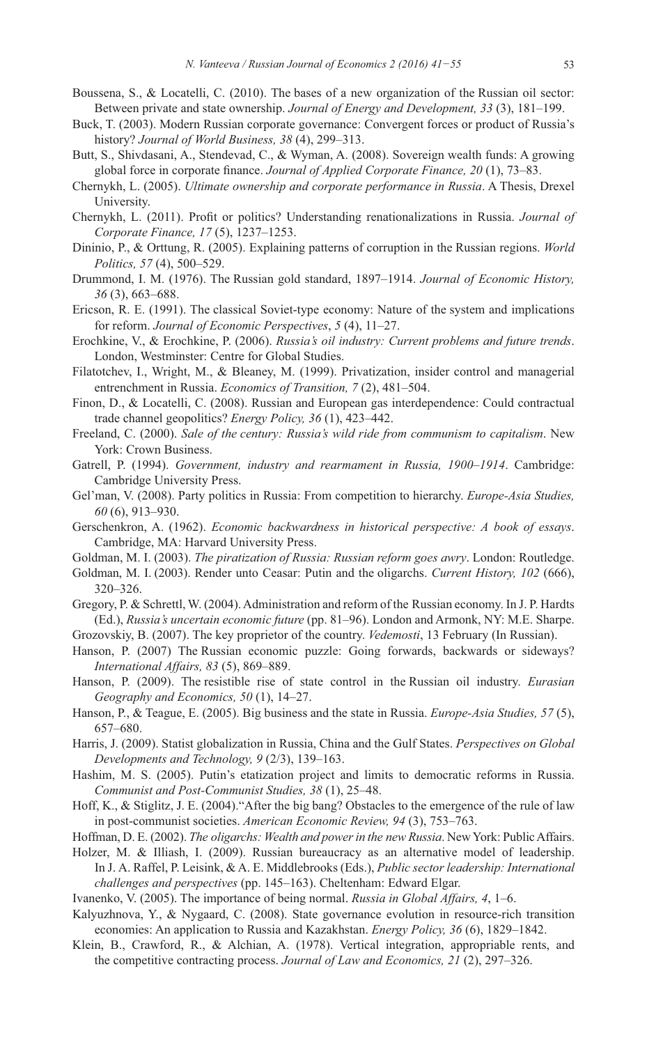Boussena, S., & Locatelli, C. (2010). The bases of a new organization of the Russian oil sector: Between private and state ownership. *Journal of Energy and Development, 33* (3), 181–199.

Buck, T. (2003). Modern Russian corporate governance: Convergent forces or product of Russia's history? *Journal of World Business, 38* (4), 299–313.

Butt, S., Shivdasani, A., Stendevad, C., & Wyman, A. (2008). Sovereign wealth funds: A growing global force in corporate finance. *Journal of Applied Corporate Finance, 20* (1), 73–83.

Chernykh, L. (2005). *Ultimate ownership and corporate performance in Russia*. A Thesis, Drexel University.

Chernykh, L. (2011). Profit or politics? Understanding renationalizations in Russia. *Journal of Corporate Finance, 17* (5), 1237–1253.

Dininio, P., & Orttung, R. (2005). Explaining patterns of corruption in the Russian regions. *World Politics, 57* (4), 500–529.

Drummond, I. M. (1976). The Russian gold standard, 1897–1914. *Journal of Economic History, 36* (3), 663–688.

Ericson, R. E. (1991). The classical Soviet-type economy: Nature of the system and implications for reform. *Journal of Economic Perspectives*, *5* (4), 11–27.

Erochkine, V., & Erochkine, P. (2006). *Russia's oil industry: Current problems and future trends*. London, Westminster: Centre for Global Studies.

Filatotchev, I., Wright, M., & Bleaney, M. (1999). Privatization, insider control and managerial entrenchment in Russia. *Economics of Transition, 7* (2), 481–504.

Finon, D., & Locatelli, C. (2008). Russian and European gas interdependence: Could contractual trade channel geopolitics? *Energy Policy, 36* (1), 423–442.

Freeland, C. (2000). *Sale of the century: Russia's wild ride from communism to capitalism*. New York: Crown Business.

Gatrell, P. (1994). *Government, industry and rearmament in Russia, 1900–1914*. Cambridge: Cambridge University Press.

Gel'man, V. (2008). Party politics in Russia: From competition to hierarchy. *Europe-Asia Studies, 60* (6), 913–930.

Gerschenkron, A. (1962). *Economic backwardness in historical perspective: A book of essays*. Cambridge, MA: Harvard University Press.

Goldman, M. I. (2003). *The piratization of Russia: Russian reform goes awry*. London: Routledge.

Goldman, M. I. (2003). Render unto Ceasar: Putin and the oligarchs. *Current History, 102* (666), 320–326.

Gregory, P. & Schrettl, W. (2004). Administration and reform of the Russian economy. In J. P. Hardts (Ed.), *Russia's uncertain economic future* (pp. 81–96). London and Armonk, NY: M.E. Sharpe.

Grozovskiy, B. (2007). The key proprietor of the country. *Vedemosti*, 13 February (In Russian).

Hanson, P. (2007) The Russian economic puzzle: Going forwards, backwards or sideways? *International Affairs, 83* (5), 869–889.

Hanson, P. (2009). The resistible rise of state control in the Russian oil industry. *Eurasian Geography and Economics, 50* (1), 14–27.

Hanson, P., & Teague, E. (2005). Big business and the state in Russia. *Europe-Asia Studies, 57* (5), 657–680.

Harris, J. (2009). Statist globalization in Russia, China and the Gulf States. *Perspectives on Global Developments and Technology, 9* (2/3), 139–163.

Hashim, M. S. (2005). Putin's etatization project and limits to democratic reforms in Russia. *Communist and Post-Communist Studies, 38* (1), 25–48.

Hoff, K., & Stiglitz, J. E. (2004)."After the big bang? Obstacles to the emergence of the rule of law in post-communist societies. *American Economic Review, 94* (3), 753–763.

Hoffman, D. E. (2002). *The oligarchs: Wealth and power in the new Russia*. New York: Public Affairs.

Holzer, M. & Illiash, I. (2009). Russian bureaucracy as an alternative model of leadership. In J. A. Raffel, P. Leisink, & A. E. Middlebrooks (Eds.), *Public sector leadership: International challenges and perspectives* (pp. 145–163). Cheltenham: Edward Elgar.

Ivanenko, V. (2005). The importance of being normal. *Russia in Global Affairs, 4*, 1–6.

Kalyuzhnova, Y., & Nygaard, C. (2008). State governance evolution in resource-rich transition economies: An application to Russia and Kazakhstan. *Energy Policy, 36* (6), 1829–1842.

Klein, B., Crawford, R., & Alchian, A. (1978). Vertical integration, appropriable rents, and the competitive contracting process. *Journal of Law and Economics, 21* (2), 297–326.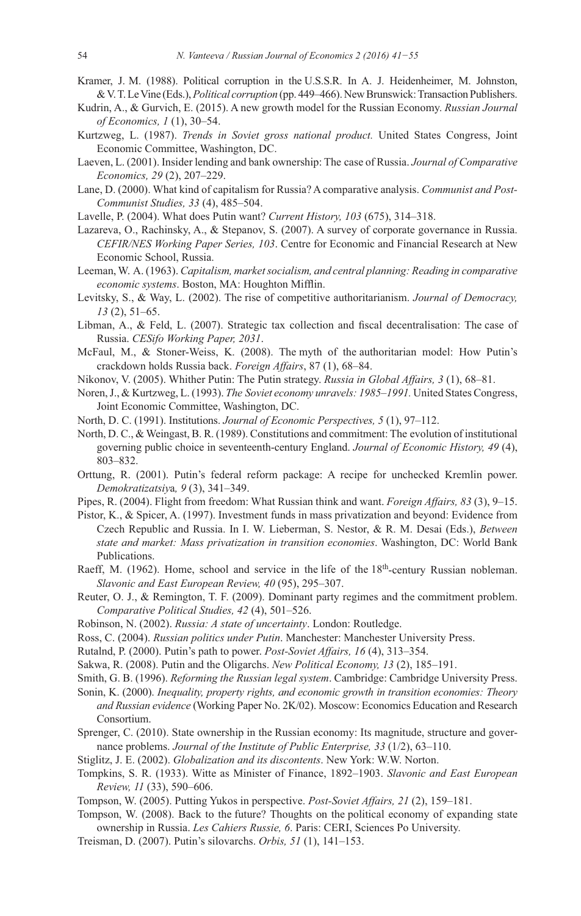Kramer, J. M. (1988). Political corruption in the U.S.S.R. In A. J. Heidenheimer, M. Johnston, & V. T. Le Vine (Eds.), *Political corruption* (pp. 449–466). New Brunswick: Transaction Publishers.

Kudrin, A., & Gurvich, E. (2015). A new growth model for the Russian Economy. *Russian Journal of Economics, 1* (1), 30–54.

Kurtzweg, L. (1987). *Trends in Soviet gross national product.* United States Congress, Joint Economic Committee, Washington, DC.

Laeven, L. (2001). Insider lending and bank ownership: The case of Russia. *Journal of Comparative Economics, 29* (2), 207–229.

Lane, D. (2000). What kind of capitalism for Russia? A comparative analysis. *Communist and Post-Communist Studies, 33* (4), 485–504.

Lavelle, P. (2004). What does Putin want? *Current History, 103* (675), 314–318.

Lazareva, O., Rachinsky, A., & Stepanov, S. (2007). A survey of corporate governance in Russia. *CEFIR/NES Working Paper Series, 103*. Centre for Economic and Financial Research at New Economic School, Russia.

Leeman, W. A. (1963). *Capitalism, market socialism, and central planning: Reading in comparative economic systems*. Boston, MA: Houghton Mifflin.

Levitsky, S., & Way, L. (2002). The rise of competitive authoritarianism. *Journal of Democracy, 13* (2), 51–65.

Libman, A., & Feld, L. (2007). Strategic tax collection and fiscal decentralisation: The case of Russia. *CESifo Working Paper, 2031*.

McFaul, M., & Stoner-Weiss, K. (2008). The myth of the authoritarian model: How Putin's crackdown holds Russia back. *Foreign Affairs*, 87 (1), 68–84.

Nikonov, V. (2005). Whither Putin: The Putin strategy. *Russia in Global Affairs, 3* (1), 68–81.

Noren, J., & Kurtzweg, L. (1993). *The Soviet economy unravels: 1985–1991.* United States Congress, Joint Economic Committee, Washington, DC.

North, D. C. (1991). Institutions. *Journal of Economic Perspectives, 5* (1), 97–112.

North, D. C., & Weingast, B. R. (1989). Constitutions and commitment: The evolution of institutional governing public choice in seventeenth-century England. *Journal of Economic History, 49* (4), 803–832.

Orttung, R. (2001). Putin's federal reform package: A recipe for unchecked Kremlin power. *Demokratizatsiya, 9* (3), 341–349.

Pipes, R. (2004). Flight from freedom: What Russian think and want. *Foreign Affairs, 83* (3), 9–15.

Pistor, K., & Spicer, A. (1997). Investment funds in mass privatization and beyond: Evidence from Czech Republic and Russia. In I. W. Lieberman, S. Nestor, & R. M. Desai (Eds.), *Between state and market: Mass privatization in transition economies*. Washington, DC: World Bank Publications.

Raeff, M. (1962). Home, school and service in the life of the 18th-century Russian nobleman. *Slavonic and East European Review, 40* (95), 295–307.

Reuter, O. J., & Remington, T. F. (2009). Dominant party regimes and the commitment problem. *Comparative Political Studies, 42* (4), 501–526.

Robinson, N. (2002). *Russia: A state of uncertainty*. London: Routledge.

Ross, C. (2004). *Russian politics under Putin*. Manchester: Manchester University Press.

Rutalnd, P. (2000). Putin's path to power. *Post-Soviet Affairs, 16* (4), 313–354.

Sakwa, R. (2008). Putin and the Oligarchs. *New Political Economy, 13* (2), 185–191.

Smith, G. B. (1996). *Reforming the Russian legal system*. Cambridge: Cambridge University Press.

Sonin, K. (2000). *Inequality, property rights, and economic growth in transition economies: Theory and Russian evidence* (Working Paper No. 2K/02). Moscow: Economics Education and Research Consortium.

Sprenger, C. (2010). State ownership in the Russian economy: Its magnitude, structure and governance problems. *Journal of the Institute of Public Enterprise, 33* (1/2), 63–110.

Stiglitz, J. E. (2002). *Globalization and its discontents*. New York: W.W. Norton.

Tompkins, S. R. (1933). Witte as Minister of Finance, 1892–1903. *Slavonic and East European Review, 11* (33), 590–606.

Tompson, W. (2005). Putting Yukos in perspective. *Post-Soviet Affairs, 21* (2), 159–181.

Tompson, W. (2008). Back to the future? Thoughts on the political economy of expanding state ownership in Russia. *Les Cahiers Russie, 6*. Paris: CERI, Sciences Po University.

Treisman, D. (2007). Putin's silovarchs. *Orbis, 51* (1), 141–153.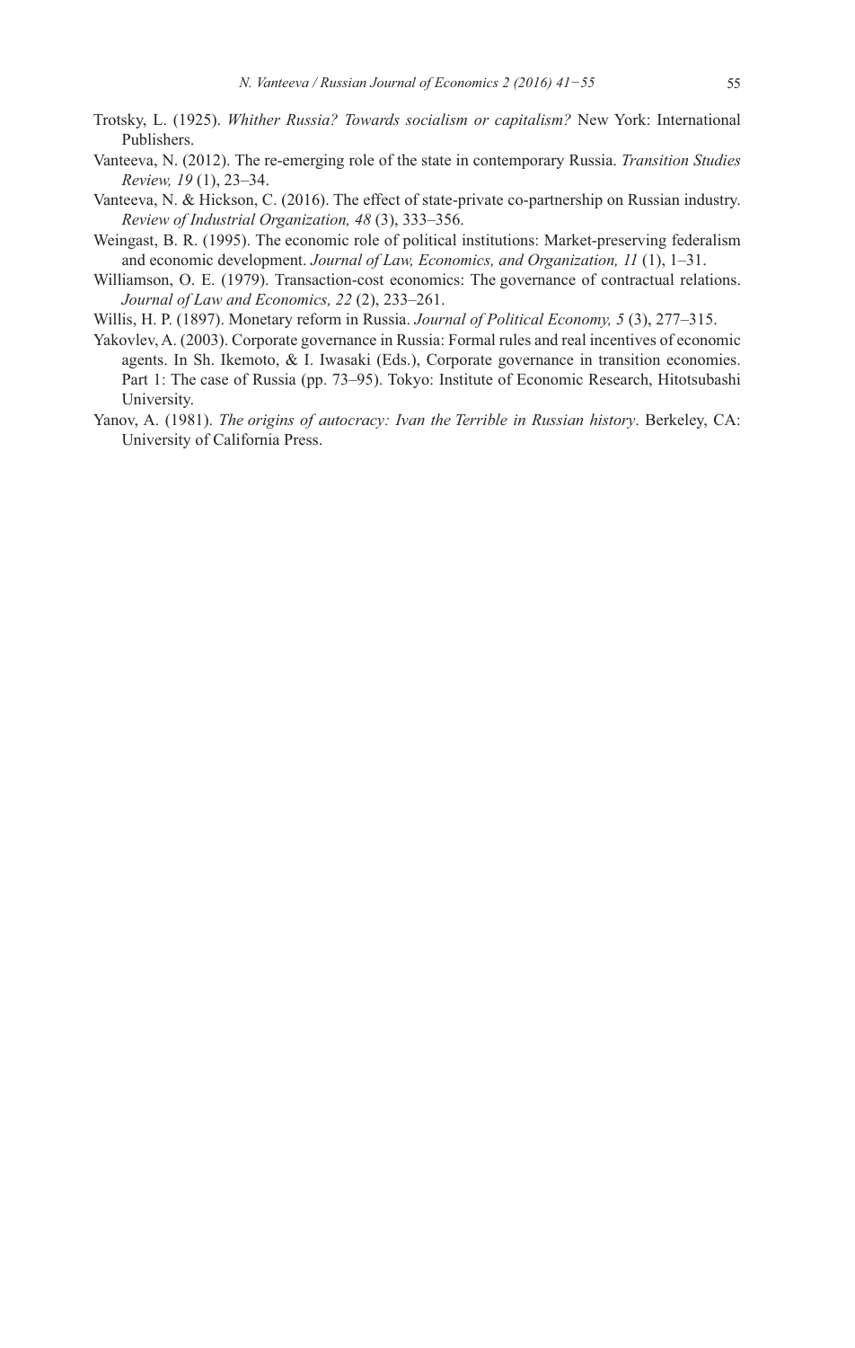Trotsky, L. (1925). *Whither Russia? Towards socialism or capitalism?* New York: International Publishers.

Vanteeva, N. (2012). The re-emerging role of the state in contemporary Russia. *Transition Studies Review, 19* (1), 23–34.

Vanteeva, N. & Hickson, C. (2016). The effect of state-private co-partnership on Russian industry. *Review of Industrial Organization, 48* (3), 333–356.

Weingast, B. R. (1995). The economic role of political institutions: Market-preserving federalism and economic development. *Journal of Law, Economics, and Organization, 11* (1), 1–31.

Williamson, O. E. (1979). Transaction-cost economics: The governance of contractual relations. *Journal of Law and Economics, 22* (2), 233–261.

Willis, H. P. (1897). Monetary reform in Russia. *Journal of Political Economy, 5* (3), 277–315.

Yakovlev, A. (2003). Corporate governance in Russia: Formal rules and real incentives of economic agents. In Sh. Ikemoto, & I. Iwasaki (Eds.), Corporate governance in transition economies. Part 1: The case of Russia (pp. 73–95). Tokyo: Institute of Economic Research, Hitotsubashi University.

Yanov, A. (1981). *The origins of autocracy: Ivan the Terrible in Russian history*. Berkeley, CA: University of California Press.